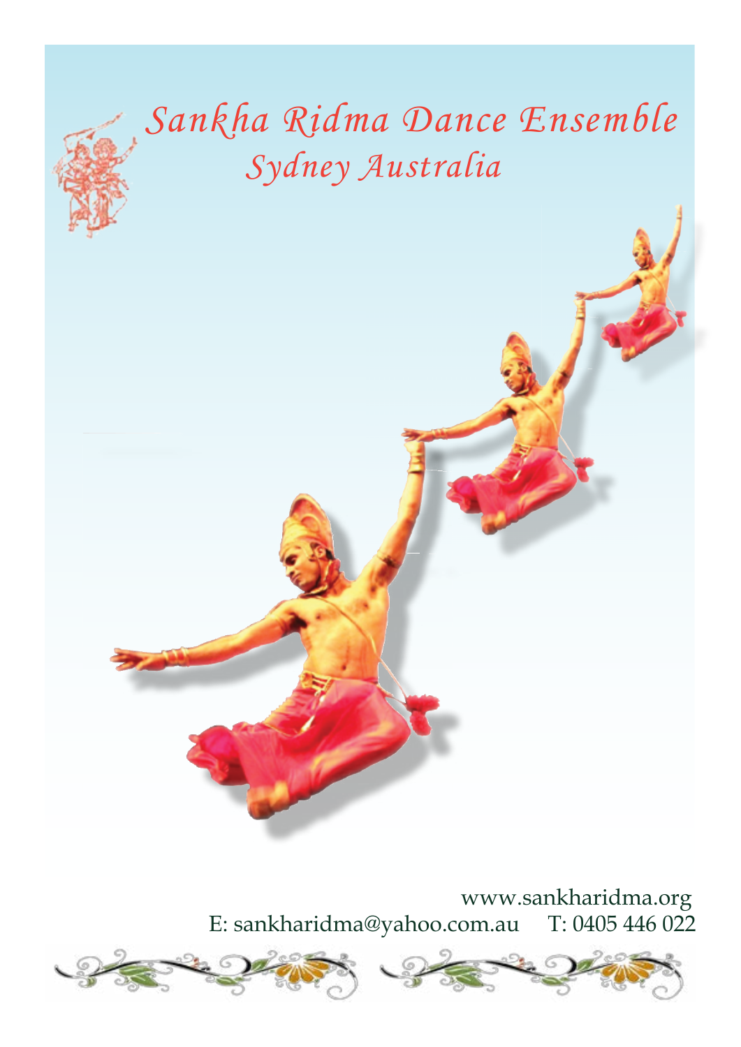# Sankha Ridma Dance Ensemble

## Sydney Australia

www.sankharidma.org

E: sankharidma@yahoo.com.au T: 0405 446 022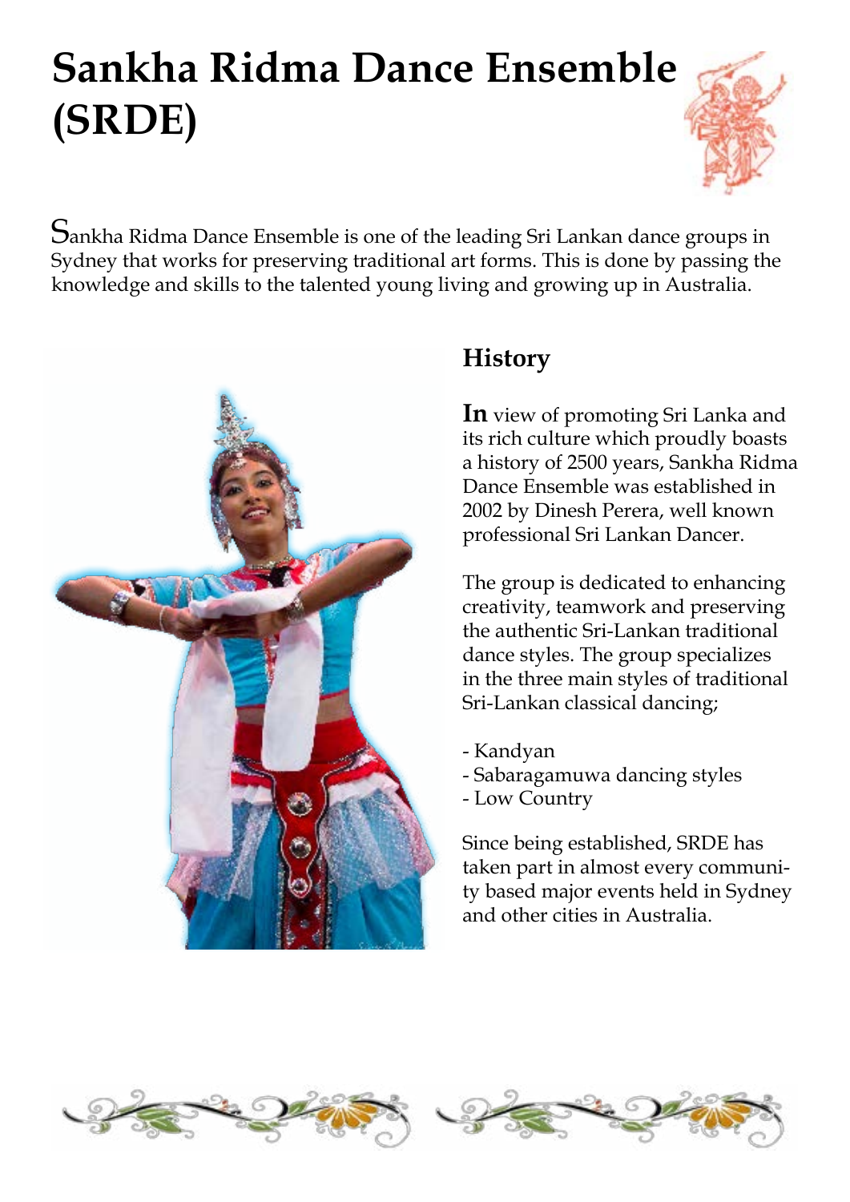# Sankha Ridma Dance Ensemble (SRDE)

Sankha Ridma Dance Ensemble is one of the leading Sri Lankan dance groups in Sydney that works for preserving traditional art forms. This is done by passing the knowledge and skills to the talented young living and growing up in Australia.

## History

**In** view of promoting Sri Lanka and its rich culture which proudly boasts a history of 2500 years, Sankha Ridma Dance Ensemble was established in 2002 by Dinesh Perera, well known professional Sri Lankan Dancer.

The group is dedicated to enhancing creativity, teamwork and preserving the authentic Sri-Lankan traditional dance styles. The group specializes in the three main styles of traditional Sri-Lankan classical dancing;

- Kandyan
- Sabaragamuwa dancing styles
- Low Country

Since being established, SRDE has taken part in almost every community based major events held in Sydney and other cities in Australia.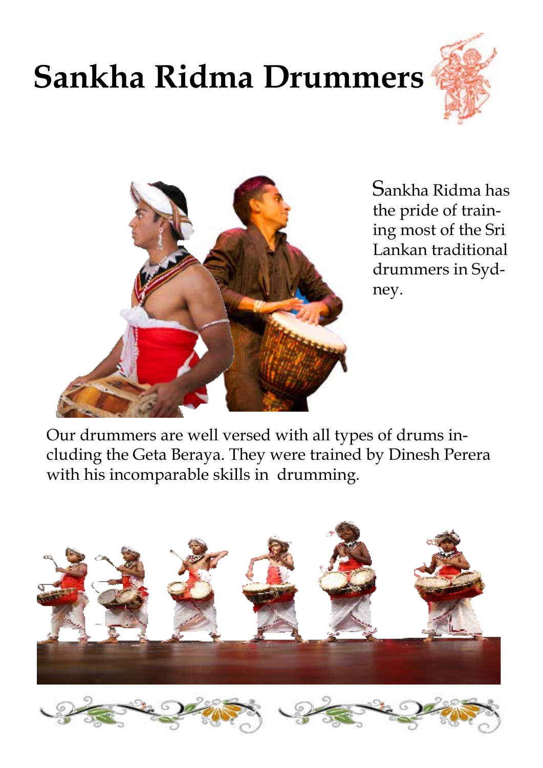# Sankha Ridma Drummers

Sankha Ridma has the pride of training most of the Sri Lankan traditional drummers in Sydney.

Our drummers are well versed with all types of drums including the Geta Beraya. They were trained by Dinesh Perera with his incomparable skills in drumming.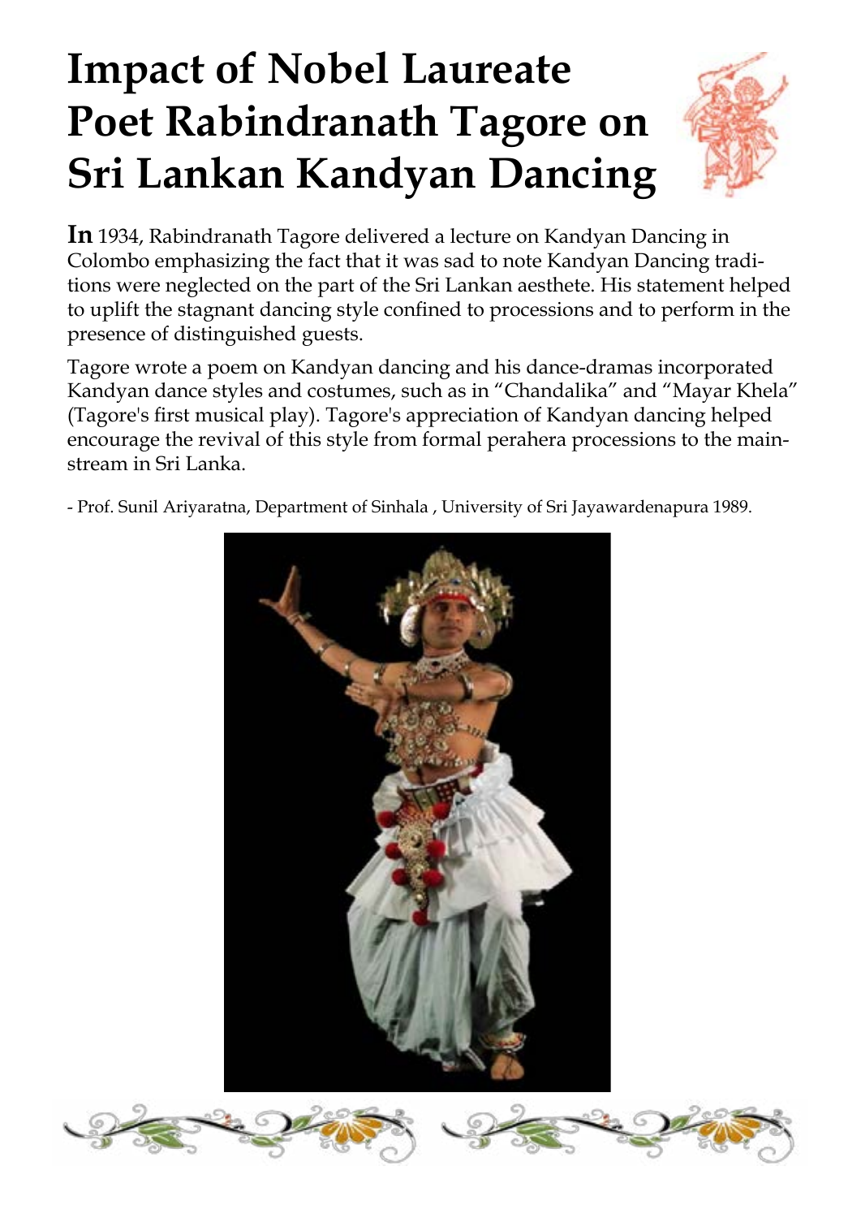# Impact of Nobel Laureate Poet Rabindranath Tagore on Sri Lankan Kandyan Dancing

**In** 1934, Rabindranath Tagore delivered a lecture on Kandyan Dancing in Colombo emphasizing the fact that it was sad to note Kandyan Dancing traditions were neglected on the part of the Sri Lankan aesthete. His statement helped to uplift the stagnant dancing style confined to processions and to perform in the presence of distinguished guests.

Tagore wrote a poem on Kandyan dancing and his dance-dramas incorporated Kandyan dance styles and costumes, such as in "Chandalika" and "Mayar Khela" (Tagore's first musical play). Tagore's appreciation of Kandyan dancing helped encourage the revival of this style from formal perahera processions to the mainstream in Sri Lanka.

- Prof. Sunil Ariyaratna, Department of Sinhala , University of Sri Jayawardenapura 1989.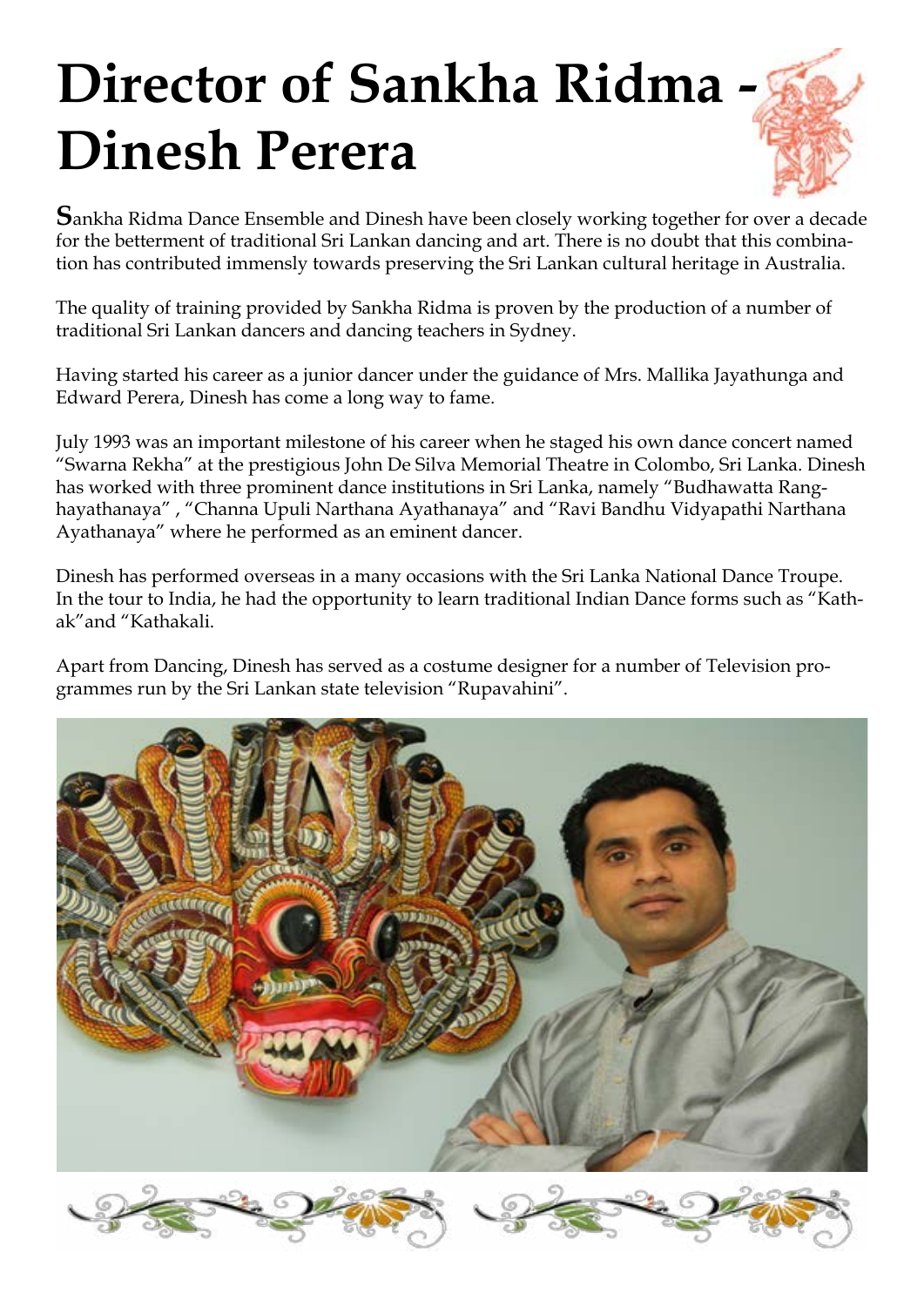# Director of Sankha Ridma - Dinesh Perera

**S**ankha Ridma Dance Ensemble and Dinesh have been closely working together for over a decade for the betterment of traditional Sri Lankan dancing and art. There is no doubt that this combination has contributed immensely towards preserving the Sri Lankan cultural heritage in Australia.

The quality of training provided by Sankha Ridma is proven by the production of a number of traditional Sri Lankan dancers and dancing teachers in Sydney.

Having started his career as a junior dancer under the guidance of Mrs. Mallika Jayathunga and Edward Perera, Dinesh has come a long way to fame.

July 1993 was an important milestone of his career when he staged his own dance concert named "Swarna Rekha" at the prestigious John De Silva Memorial Theatre in Colombo, Sri Lanka. Dinesh has worked with three prominent dance institutions in Sri Lanka, namely "Budhawatta Ranghayathanaya" , "Channa Upuli Narthana Ayathanaya" and "Ravi Bandhu Vidyapathi Narthana Ayathanaya" where he performed as an eminent dancer.

Dinesh has performed overseas in a many occasions with the Sri Lanka National Dance Troupe. In the tour to India, he had the opportunity to learn traditional Indian Dance forms such as "Kathak"and "Kathakali.

Apart from Dancing, Dinesh has served as a costume designer for a number of Television programmes run by the Sri Lankan state television "Rupavahini".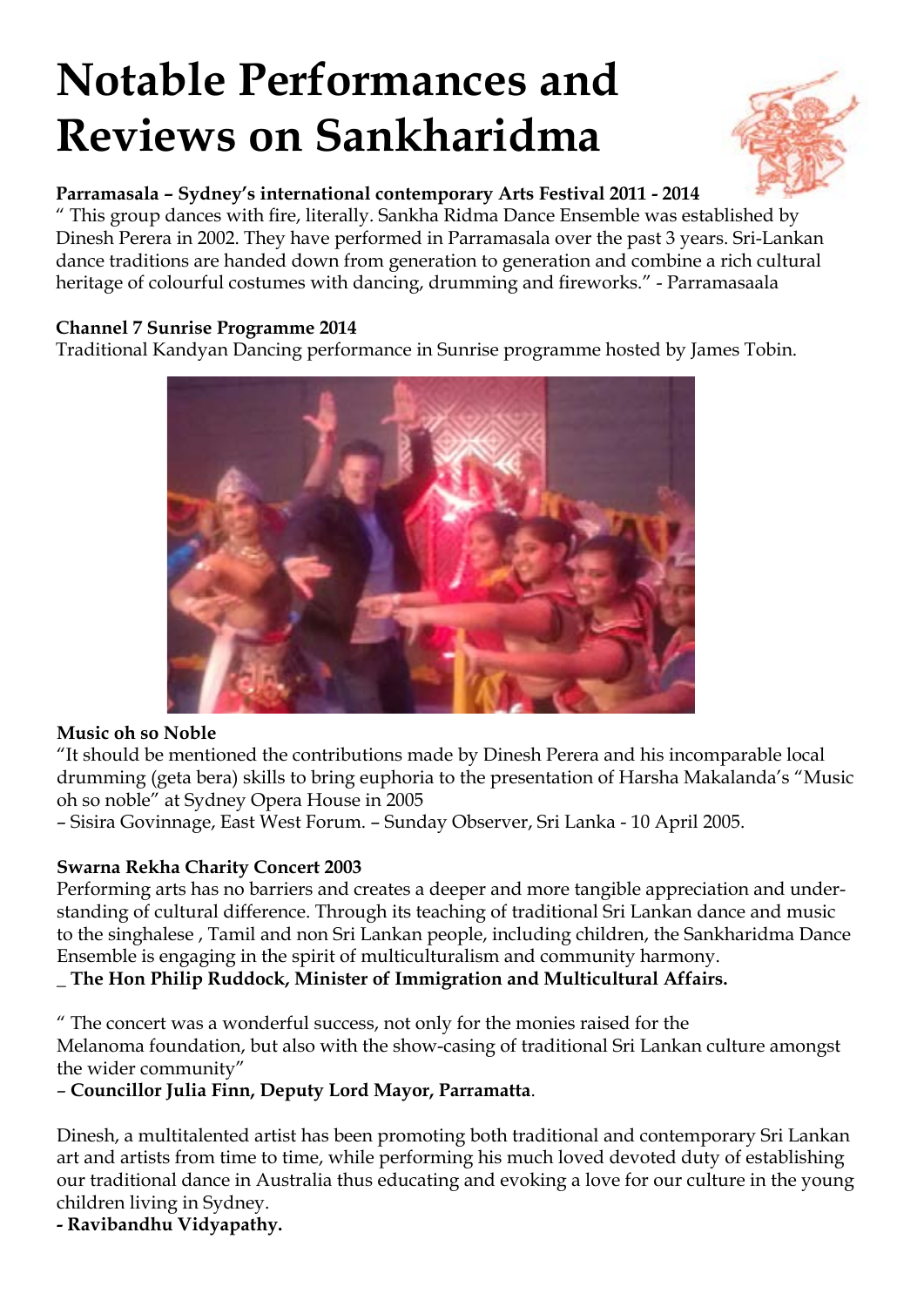# Notable Performances and Reviews on Sankharidma

**Parramasala – Sydney's international contemporary Arts Festival 2011 - 2014**

" This group dances with fire, literally. Sankha Ridma Dance Ensemble was established by Dinesh Perera in 2002. They have performed in Parramasala over the past 3 years. Sri-Lankan dance traditions are handed down from generation to generation and combine a rich cultural heritage of colourful costumes with dancing, drumming and fireworks." - Parramasaala

**Channel 7 Sunrise Programme 2014**

Traditional Kandyan Dancing performance in Sunrise programme hosted by James Tobin.

**Music oh so Noble**

"It should be mentioned the contributions made by Dinesh Perera and his incomparable local drumming (geta bera) skills to bring euphoria to the presentation of Harsha Makalanda's "Music oh so noble" at Sydney Opera House in 2005

– Sisira Govinnage, East West Forum. – Sunday Observer, Sri Lanka - 10 April 2005.

**Swarna Rekha Charity Concert 2003**

Performing arts has no barriers and creates a deeper and more tangible appreciation and understanding of cultural difference. Through its teaching of traditional Sri Lankan dance and music to the singhalese , Tamil and non Sri Lankan people, including children, the Sankharidma Dance Ensemble is engaging in the spirit of multiculturalism and community harmony.

**_ The Hon Philip Ruddock, Minister of Immigration and Multicultural Affairs.**

" The concert was a wonderful success, not only for the monies raised for the Melanoma foundation, but also with the show-casing of traditional Sri Lankan culture amongst the wider community"

– **Councillor Julia Finn, Deputy Lord Mayor, Parramatta**.

Dinesh, a multitalented artist has been promoting both traditional and contemporary Sri Lankan art and artists from time to time, while performing his much loved devoted duty of establishing our traditional dance in Australia thus educating and evoking a love for our culture in the young children living in Sydney.

**- Ravibandhu Vidyapathy.**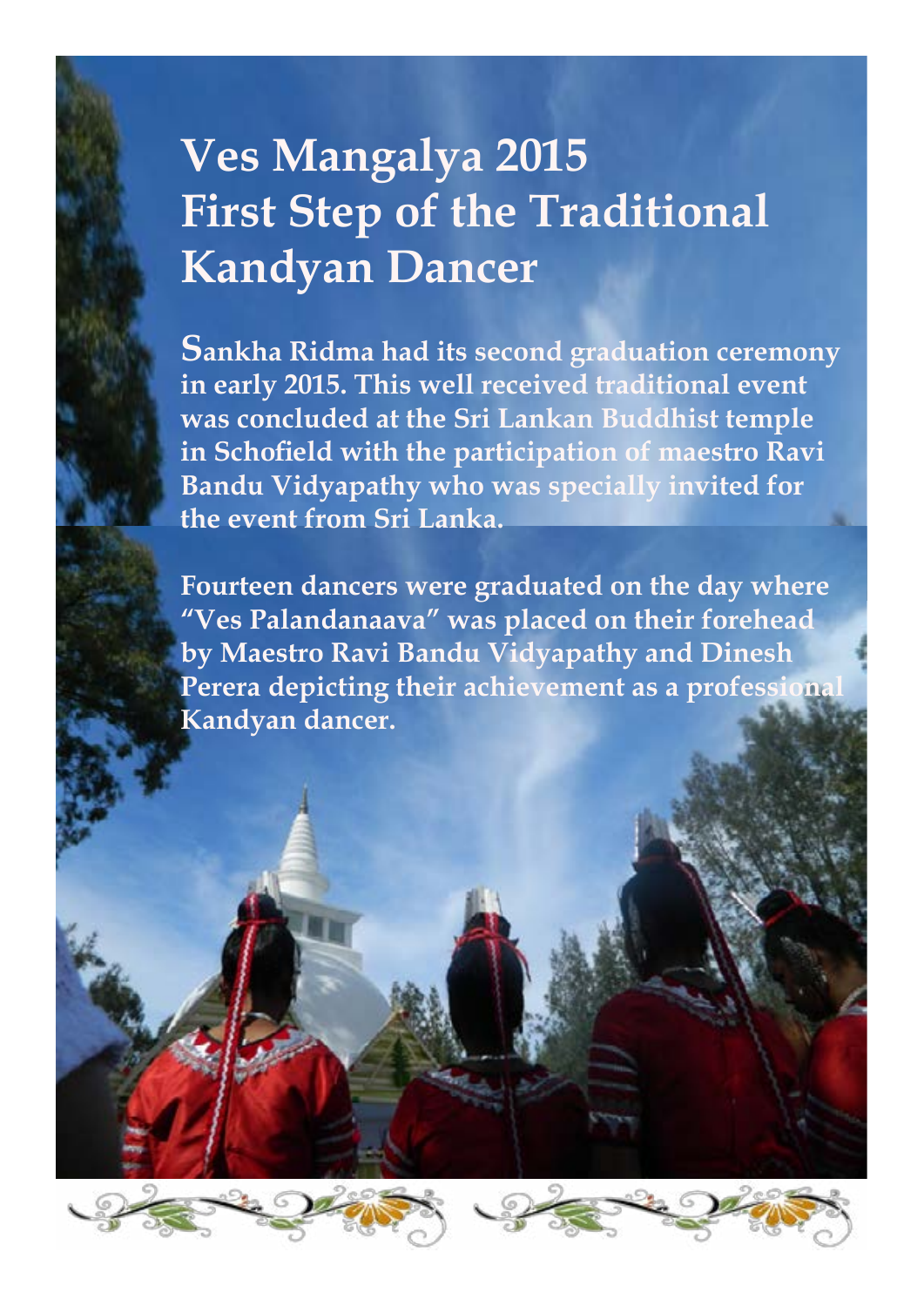# Ves Mangalya 2015
# First Step of the Traditional Kandyan Dancer

**Sankha Ridma had its second graduation ceremony in early 2015. This well received traditional event was concluded at the Sri Lankan Buddhist temple in Schofield with the participation of maestro Ravi Bandu Vidyapathy who was specially invited for the event from Sri Lanka.**

**Fourteen dancers were graduated on the day where "Ves Palandanaava" was placed on their forehead by Maestro Ravi Bandu Vidyapathy and Dinesh Perera depicting their achievement as a professional Kandyan dancer.**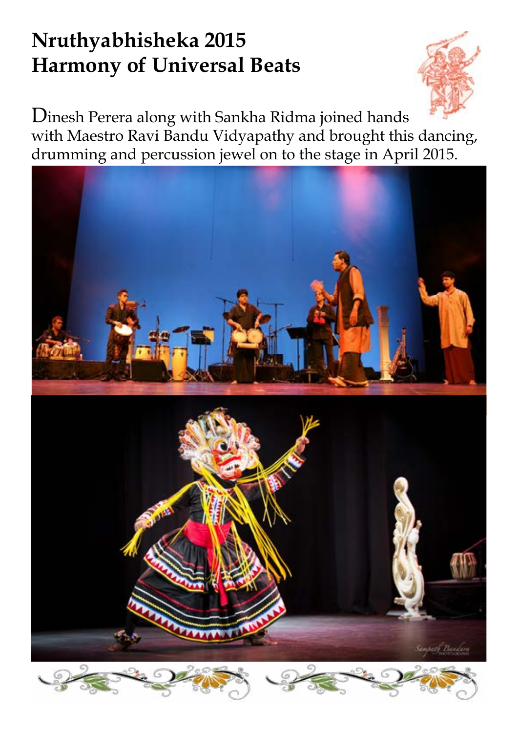# Nruthyabhisheka 2015
# Harmony of Universal Beats

Dinesh Perera along with Sankha Ridma joined hands with Maestro Ravi Bandu Vidyapathy and brought this dancing, drumming and percussion jewel on to the stage in April 2015.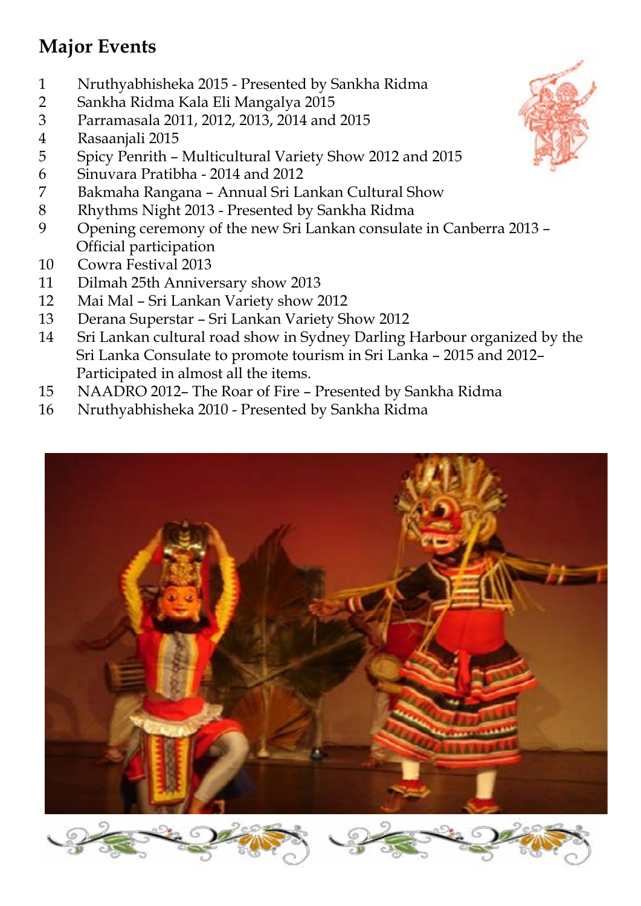## Major Events

1. Nruthyabhisheka 2015 - Presented by Sankha Ridma
2. Sankha Ridma Kala Eli Mangalya 2015
3. Parramasala 2011, 2012, 2013, 2014 and 2015
4. Rasaanjali 2015
5. Spicy Penrith – Multicultural Variety Show 2012 and 2015
6. Sinuvara Pratibha - 2014 and 2012
7. Bakmaha Rangana – Annual Sri Lankan Cultural Show
8. Rhythms Night 2013 - Presented by Sankha Ridma
9. Opening ceremony of the new Sri Lankan consulate in Canberra 2013 – Official participation
10. Cowra Festival 2013
11. Dilmah 25th Anniversary show 2013
12. Mai Mal – Sri Lankan Variety show 2012
13. Derana Superstar – Sri Lankan Variety Show 2012
14. Sri Lankan cultural road show in Sydney Darling Harbour organized by the Sri Lanka Consulate to promote tourism in Sri Lanka – 2015 and 2012– Participated in almost all the items.
15. NAADRO 2012– The Roar of Fire – Presented by Sankha Ridma
16. Nruthyabhisheka 2010 - Presented by Sankha Ridma